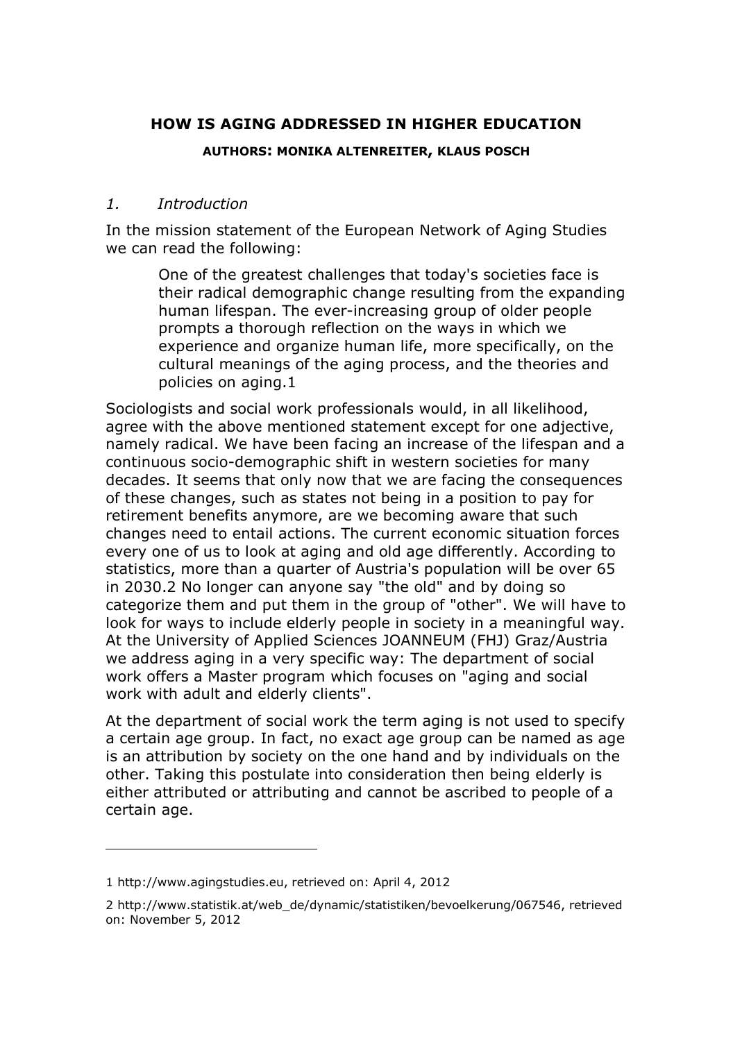# HOW IS AGING ADDRESSED IN HIGHER EDUCATION

**AUTHORS: MONIKA ALTENREITER, KLAUS POSCH**

## *1. Introduction*

In the mission statement of the European Network of Aging Studies we can read the following:

> One of the greatest challenges that today's societies face is their radical demographic change resulting from the expanding human lifespan. The ever-increasing group of older people prompts a thorough reflection on the ways in which we experience and organize human life, more specifically, on the cultural meanings of the aging process, and the theories and policies on aging.[1]

Sociologists and social work professionals would, in all likelihood, agree with the above mentioned statement except for one adjective, namely radical. We have been facing an increase of the lifespan and a continuous socio-demographic shift in western societies for many decades. It seems that only now that we are facing the consequences of these changes, such as states not being in a position to pay for retirement benefits anymore, are we becoming aware that such changes need to entail actions. The current economic situation forces every one of us to look at aging and old age differently. According to statistics, more than a quarter of Austria's population will be over 65 in 2030.[2] No longer can anyone say "the old" and by doing so categorize them and put them in the group of "other". We will have to look for ways to include elderly people in society in a meaningful way. At the University of Applied Sciences JOANNEUM (FHJ) Graz/Austria we address aging in a very specific way: The department of social work offers a Master program which focuses on "aging and social work with adult and elderly clients".

At the department of social work the term aging is not used to specify a certain age group. In fact, no exact age group can be named as age is an attribution by society on the one hand and by individuals on the other. Taking this postulate into consideration then being elderly is either attributed or attributing and cannot be ascribed to people of a certain age.

---

1 http://www.agingstudies.eu, retrieved on: April 4, 2012

2 http://www.statistik.at/web_de/dynamic/statistiken/bevoelkerung/067546, retrieved on: November 5, 2012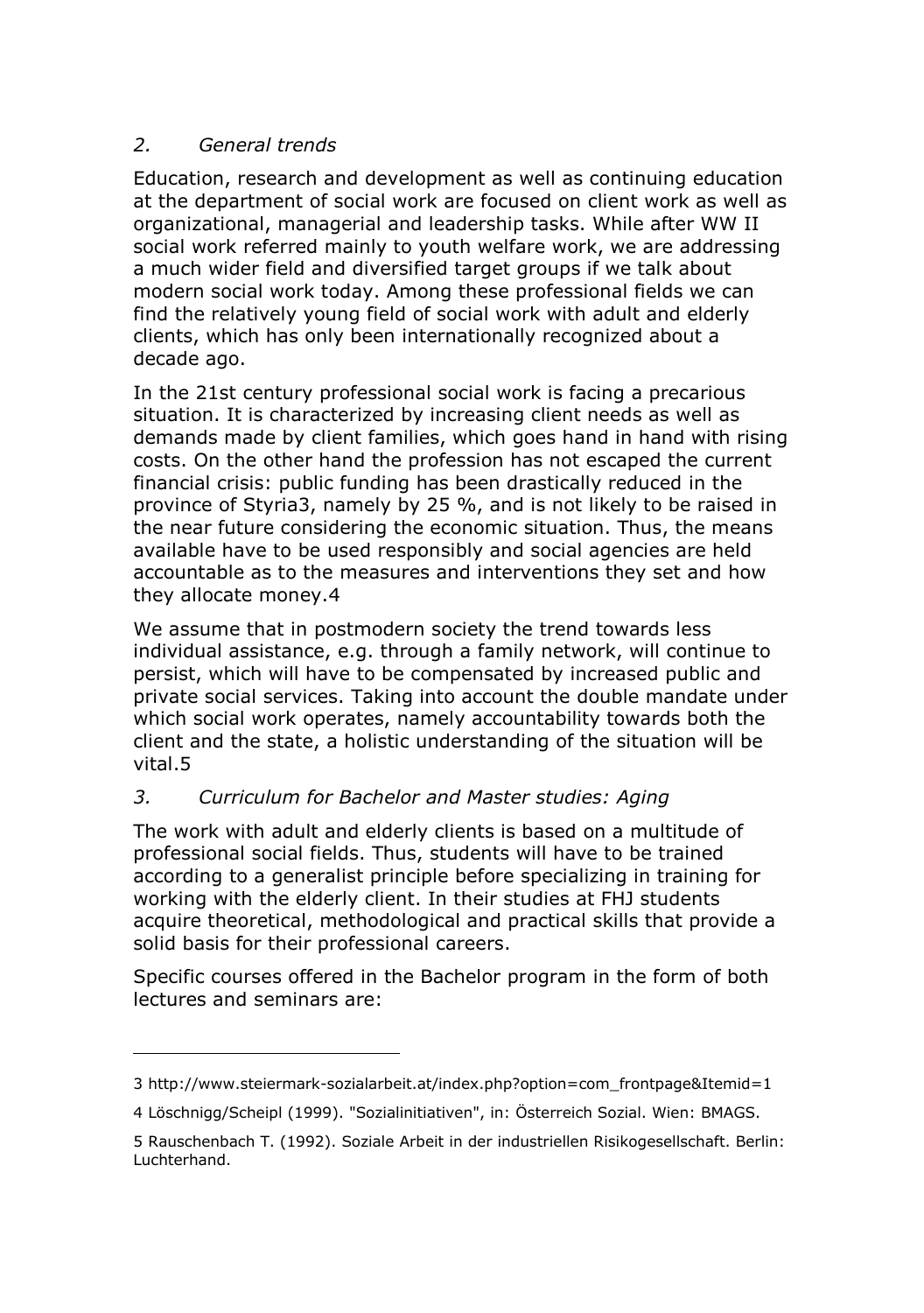## *2. General trends*

Education, research and development as well as continuing education at the department of social work are focused on client work as well as organizational, managerial and leadership tasks. While after WW II social work referred mainly to youth welfare work, we are addressing a much wider field and diversified target groups if we talk about modern social work today. Among these professional fields we can find the relatively young field of social work with adult and elderly clients, which has only been internationally recognized about a decade ago.

In the 21st century professional social work is facing a precarious situation. It is characterized by increasing client needs as well as demands made by client families, which goes hand in hand with rising costs. On the other hand the profession has not escaped the current financial crisis: public funding has been drastically reduced in the province of Styria[3], namely by 25 %, and is not likely to be raised in the near future considering the economic situation. Thus, the means available have to be used responsibly and social agencies are held accountable as to the measures and interventions they set and how they allocate money.[4]

We assume that in postmodern society the trend towards less individual assistance, e.g. through a family network, will continue to persist, which will have to be compensated by increased public and private social services. Taking into account the double mandate under which social work operates, namely accountability towards both the client and the state, a holistic understanding of the situation will be vital.[5]

## *3. Curriculum for Bachelor and Master studies: Aging*

The work with adult and elderly clients is based on a multitude of professional social fields. Thus, students will have to be trained according to a generalist principle before specializing in training for working with the elderly client. In their studies at FHJ students acquire theoretical, methodological and practical skills that provide a solid basis for their professional careers.

Specific courses offered in the Bachelor program in the form of both lectures and seminars are:

---

3 http://www.steiermark-sozialarbeit.at/index.php?option=com_frontpage&Itemid=1

4 Löschnigg/Scheipl (1999). "Sozialinitiativen", in: Österreich Sozial. Wien: BMAGS.

5 Rauschenbach T. (1992). Soziale Arbeit in der industriellen Risikogesellschaft. Berlin: Luchterhand.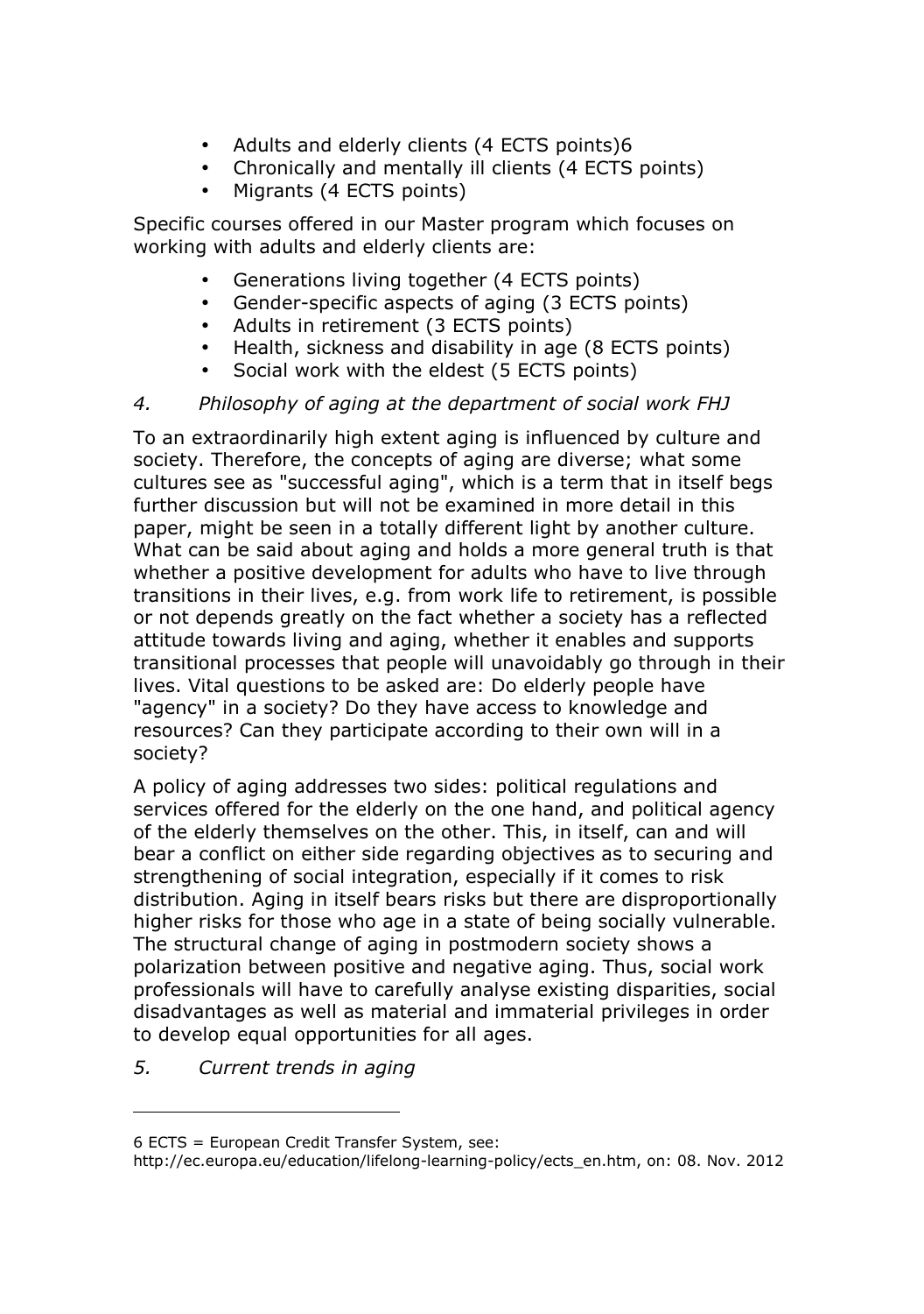- Adults and elderly clients (4 ECTS points)[6]
- Chronically and mentally ill clients (4 ECTS points)
- Migrants (4 ECTS points)

Specific courses offered in our Master program which focuses on working with adults and elderly clients are:

- Generations living together (4 ECTS points)
- Gender-specific aspects of aging (3 ECTS points)
- Adults in retirement (3 ECTS points)
- Health, sickness and disability in age (8 ECTS points)
- Social work with the eldest (5 ECTS points)

## *4. Philosophy of aging at the department of social work FHJ*

To an extraordinarily high extent aging is influenced by culture and society. Therefore, the concepts of aging are diverse; what some cultures see as "successful aging", which is a term that in itself begs further discussion but will not be examined in more detail in this paper, might be seen in a totally different light by another culture. What can be said about aging and holds a more general truth is that whether a positive development for adults who have to live through transitions in their lives, e.g. from work life to retirement, is possible or not depends greatly on the fact whether a society has a reflected attitude towards living and aging, whether it enables and supports transitional processes that people will unavoidably go through in their lives. Vital questions to be asked are: Do elderly people have "agency" in a society? Do they have access to knowledge and resources? Can they participate according to their own will in a society?

A policy of aging addresses two sides: political regulations and services offered for the elderly on the one hand, and political agency of the elderly themselves on the other. This, in itself, can and will bear a conflict on either side regarding objectives as to securing and strengthening of social integration, especially if it comes to risk distribution. Aging in itself bears risks but there are disproportionally higher risks for those who age in a state of being socially vulnerable. The structural change of aging in postmodern society shows a polarization between positive and negative aging. Thus, social work professionals will have to carefully analyse existing disparities, social disadvantages as well as material and immaterial privileges in order to develop equal opportunities for all ages.

## *5. Current trends in aging*

---

6 ECTS = European Credit Transfer System, see: http://ec.europa.eu/education/lifelong-learning-policy/ects_en.htm, on: 08. Nov. 2012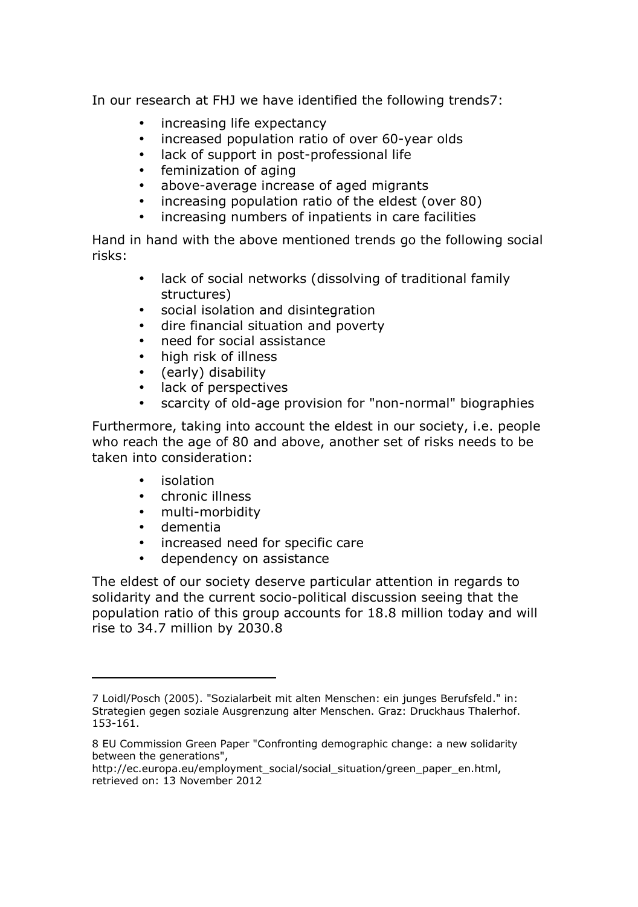In our research at FHJ we have identified the following trends[7]:

- increasing life expectancy
- increased population ratio of over 60-year olds
- lack of support in post-professional life
- feminization of aging
- above-average increase of aged migrants
- increasing population ratio of the eldest (over 80)
- increasing numbers of inpatients in care facilities

Hand in hand with the above mentioned trends go the following social risks:

- lack of social networks (dissolving of traditional family structures)
- social isolation and disintegration
- dire financial situation and poverty
- need for social assistance
- high risk of illness
- (early) disability
- lack of perspectives
- scarcity of old-age provision for "non-normal" biographies

Furthermore, taking into account the eldest in our society, i.e. people who reach the age of 80 and above, another set of risks needs to be taken into consideration:

- isolation
- chronic illness
- multi-morbidity
- dementia
- increased need for specific care
- dependency on assistance

The eldest of our society deserve particular attention in regards to solidarity and the current socio-political discussion seeing that the population ratio of this group accounts for 18.8 million today and will rise to 34.7 million by 2030.[8]

---

7 Loidl/Posch (2005). "Sozialarbeit mit alten Menschen: ein junges Berufsfeld." in: Strategien gegen soziale Ausgrenzung alter Menschen. Graz: Druckhaus Thalerhof. 153-161.

8 EU Commission Green Paper "Confronting demographic change: a new solidarity between the generations", http://ec.europa.eu/employment_social/social_situation/green_paper_en.html, retrieved on: 13 November 2012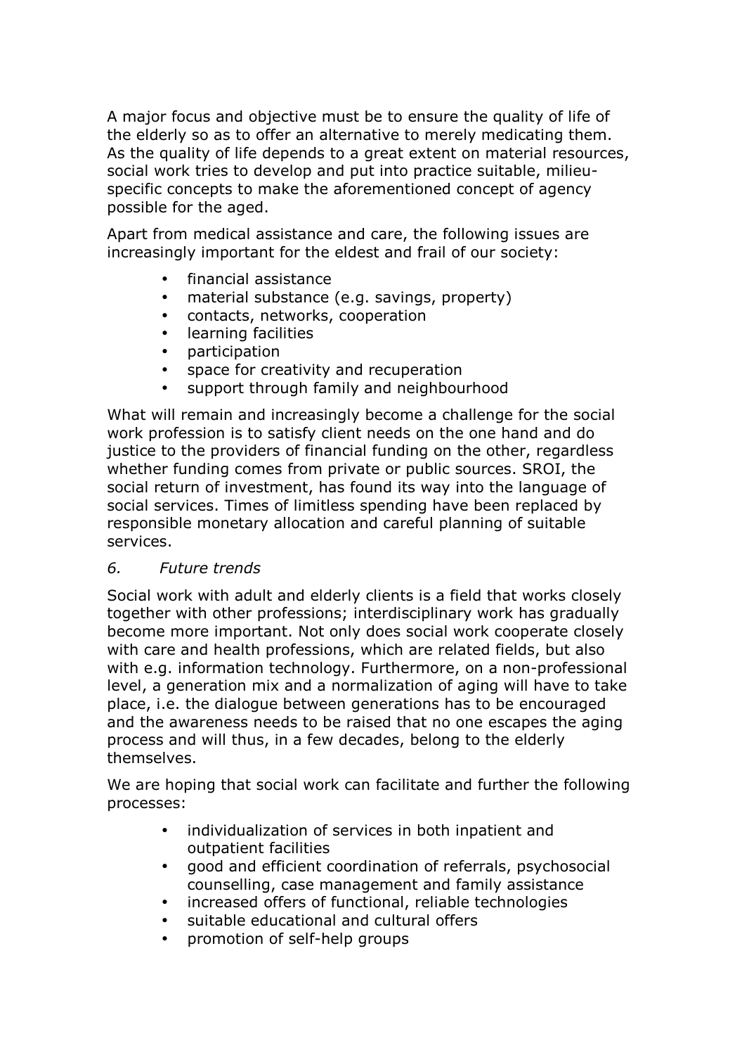A major focus and objective must be to ensure the quality of life of the elderly so as to offer an alternative to merely medicating them. As the quality of life depends to a great extent on material resources, social work tries to develop and put into practice suitable, milieu-specific concepts to make the aforementioned concept of agency possible for the aged.

Apart from medical assistance and care, the following issues are increasingly important for the eldest and frail of our society:

- financial assistance
- material substance (e.g. savings, property)
- contacts, networks, cooperation
- learning facilities
- participation
- space for creativity and recuperation
- support through family and neighbourhood

What will remain and increasingly become a challenge for the social work profession is to satisfy client needs on the one hand and do justice to the providers of financial funding on the other, regardless whether funding comes from private or public sources. SROI, the social return of investment, has found its way into the language of social services. Times of limitless spending have been replaced by responsible monetary allocation and careful planning of suitable services.

## *6. Future trends*

Social work with adult and elderly clients is a field that works closely together with other professions; interdisciplinary work has gradually become more important. Not only does social work cooperate closely with care and health professions, which are related fields, but also with e.g. information technology. Furthermore, on a non-professional level, a generation mix and a normalization of aging will have to take place, i.e. the dialogue between generations has to be encouraged and the awareness needs to be raised that no one escapes the aging process and will thus, in a few decades, belong to the elderly themselves.

We are hoping that social work can facilitate and further the following processes:

- individualization of services in both inpatient and outpatient facilities
- good and efficient coordination of referrals, psychosocial counselling, case management and family assistance
- increased offers of functional, reliable technologies
- suitable educational and cultural offers
- promotion of self-help groups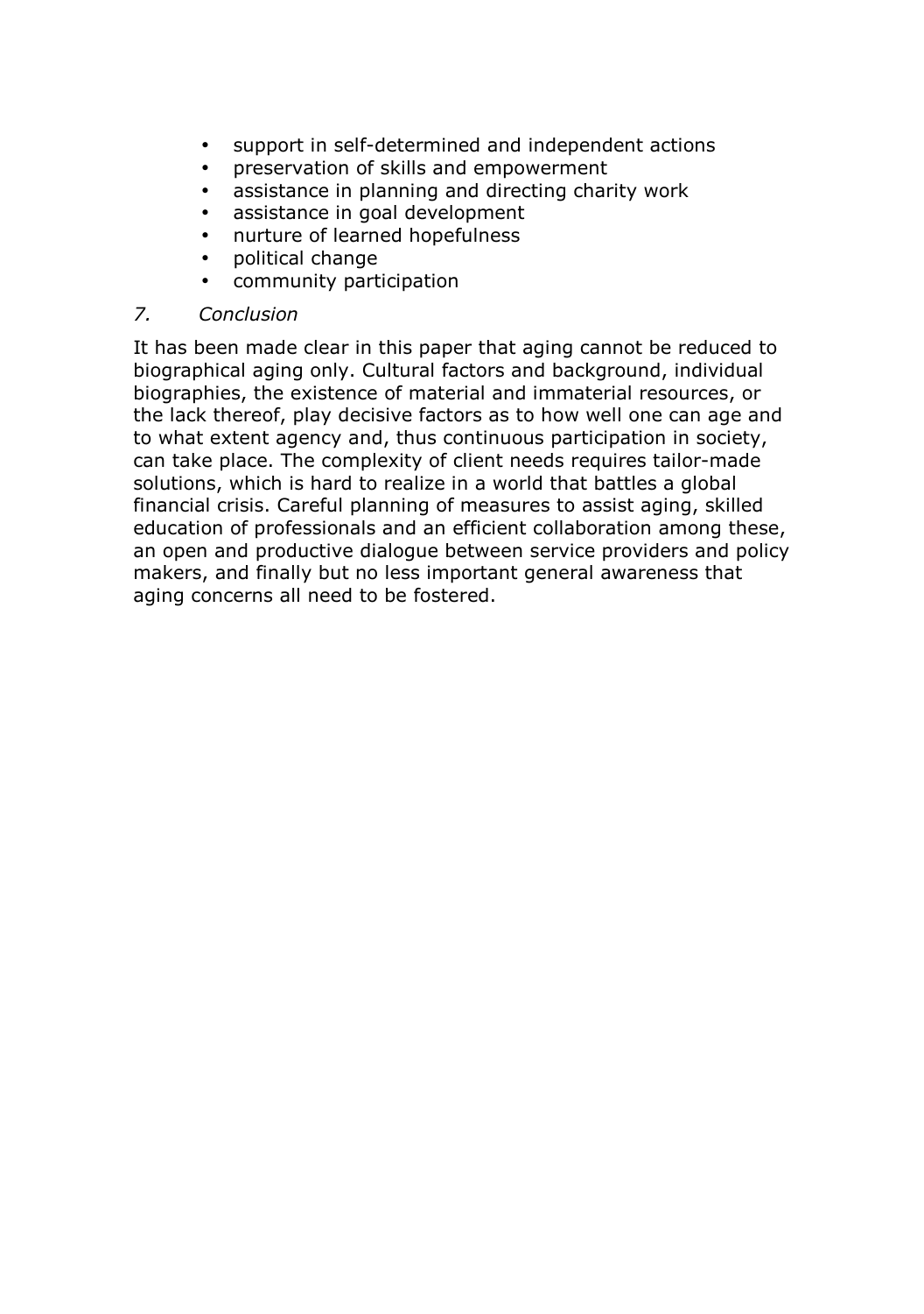- support in self-determined and independent actions
- preservation of skills and empowerment
- assistance in planning and directing charity work
- assistance in goal development
- nurture of learned hopefulness
- political change
- community participation

## *7. Conclusion*

It has been made clear in this paper that aging cannot be reduced to biographical aging only. Cultural factors and background, individual biographies, the existence of material and immaterial resources, or the lack thereof, play decisive factors as to how well one can age and to what extent agency and, thus continuous participation in society, can take place. The complexity of client needs requires tailor-made solutions, which is hard to realize in a world that battles a global financial crisis. Careful planning of measures to assist aging, skilled education of professionals and an efficient collaboration among these, an open and productive dialogue between service providers and policy makers, and finally but no less important general awareness that aging concerns all need to be fostered.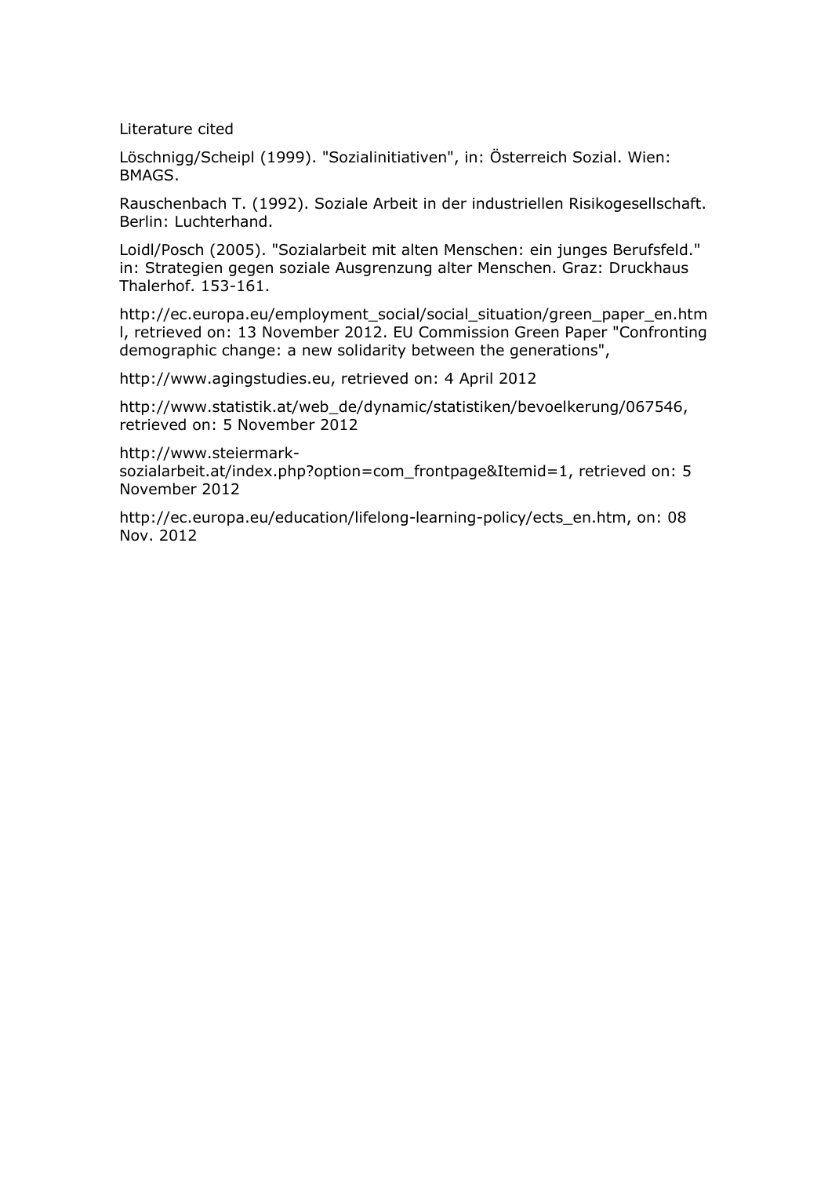Literature cited

Löschnigg/Scheipl (1999). "Sozialinitiativen", in: Österreich Sozial. Wien: BMAGS.

Rauschenbach T. (1992). Soziale Arbeit in der industriellen Risikogesellschaft. Berlin: Luchterhand.

Loidl/Posch (2005). "Sozialarbeit mit alten Menschen: ein junges Berufsfeld." in: Strategien gegen soziale Ausgrenzung alter Menschen. Graz: Druckhaus Thalerhof. 153-161.

http://ec.europa.eu/employment_social/social_situation/green_paper_en.html, retrieved on: 13 November 2012. EU Commission Green Paper "Confronting demographic change: a new solidarity between the generations",

http://www.agingstudies.eu, retrieved on: 4 April 2012

http://www.statistik.at/web_de/dynamic/statistiken/bevoelkerung/067546, retrieved on: 5 November 2012

http://www.steiermark-sozialarbeit.at/index.php?option=com_frontpage&Itemid=1, retrieved on: 5 November 2012

http://ec.europa.eu/education/lifelong-learning-policy/ects_en.htm, on: 08 Nov. 2012